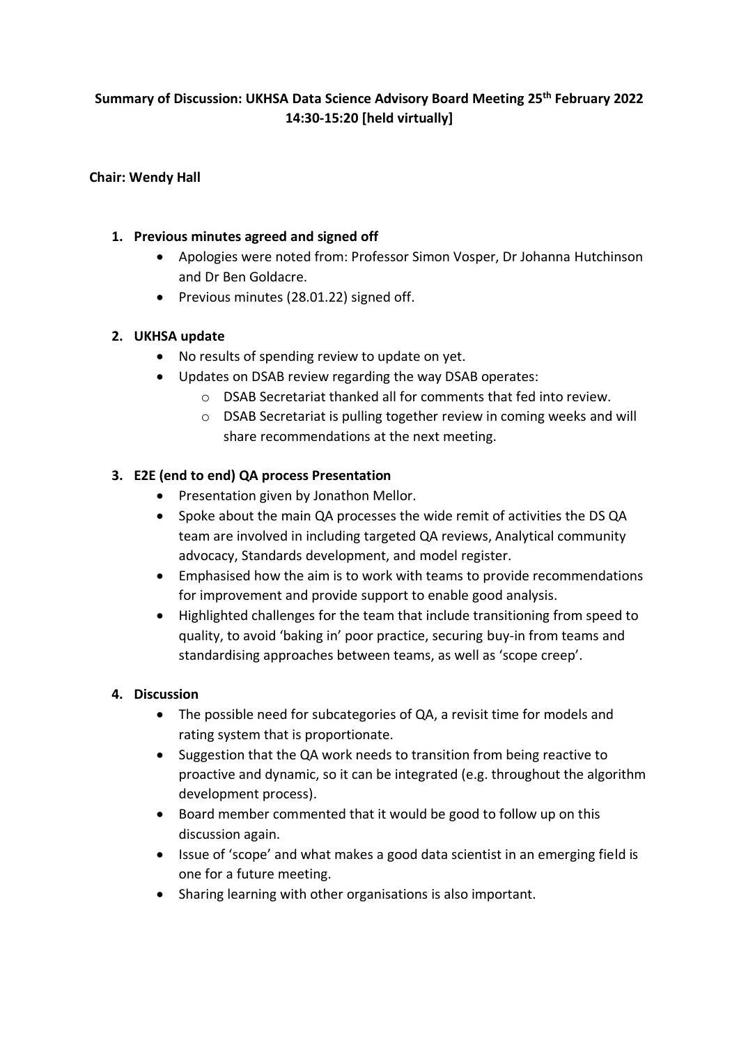**Summary of Discussion: UKHSA Data Science Advisory Board Meeting 25th February 2022 14:30-15:20 [held virtually]**

**Chair: Wendy Hall**

1. **Previous minutes agreed and signed off**
   - Apologies were noted from: Professor Simon Vosper, Dr Johanna Hutchinson and Dr Ben Goldacre.
   - Previous minutes (28.01.22) signed off.

2. **UKHSA update**
   - No results of spending review to update on yet.
   - Updates on DSAB review regarding the way DSAB operates:
     - DSAB Secretariat thanked all for comments that fed into review.
     - DSAB Secretariat is pulling together review in coming weeks and will share recommendations at the next meeting.

3. **E2E (end to end) QA process Presentation**
   - Presentation given by Jonathon Mellor.
   - Spoke about the main QA processes the wide remit of activities the DS QA team are involved in including targeted QA reviews, Analytical community advocacy, Standards development, and model register.
   - Emphasised how the aim is to work with teams to provide recommendations for improvement and provide support to enable good analysis.
   - Highlighted challenges for the team that include transitioning from speed to quality, to avoid 'baking in' poor practice, securing buy-in from teams and standardising approaches between teams, as well as 'scope creep'.

4. **Discussion**
   - The possible need for subcategories of QA, a revisit time for models and rating system that is proportionate.
   - Suggestion that the QA work needs to transition from being reactive to proactive and dynamic, so it can be integrated (e.g. throughout the algorithm development process).
   - Board member commented that it would be good to follow up on this discussion again.
   - Issue of 'scope' and what makes a good data scientist in an emerging field is one for a future meeting.
   - Sharing learning with other organisations is also important.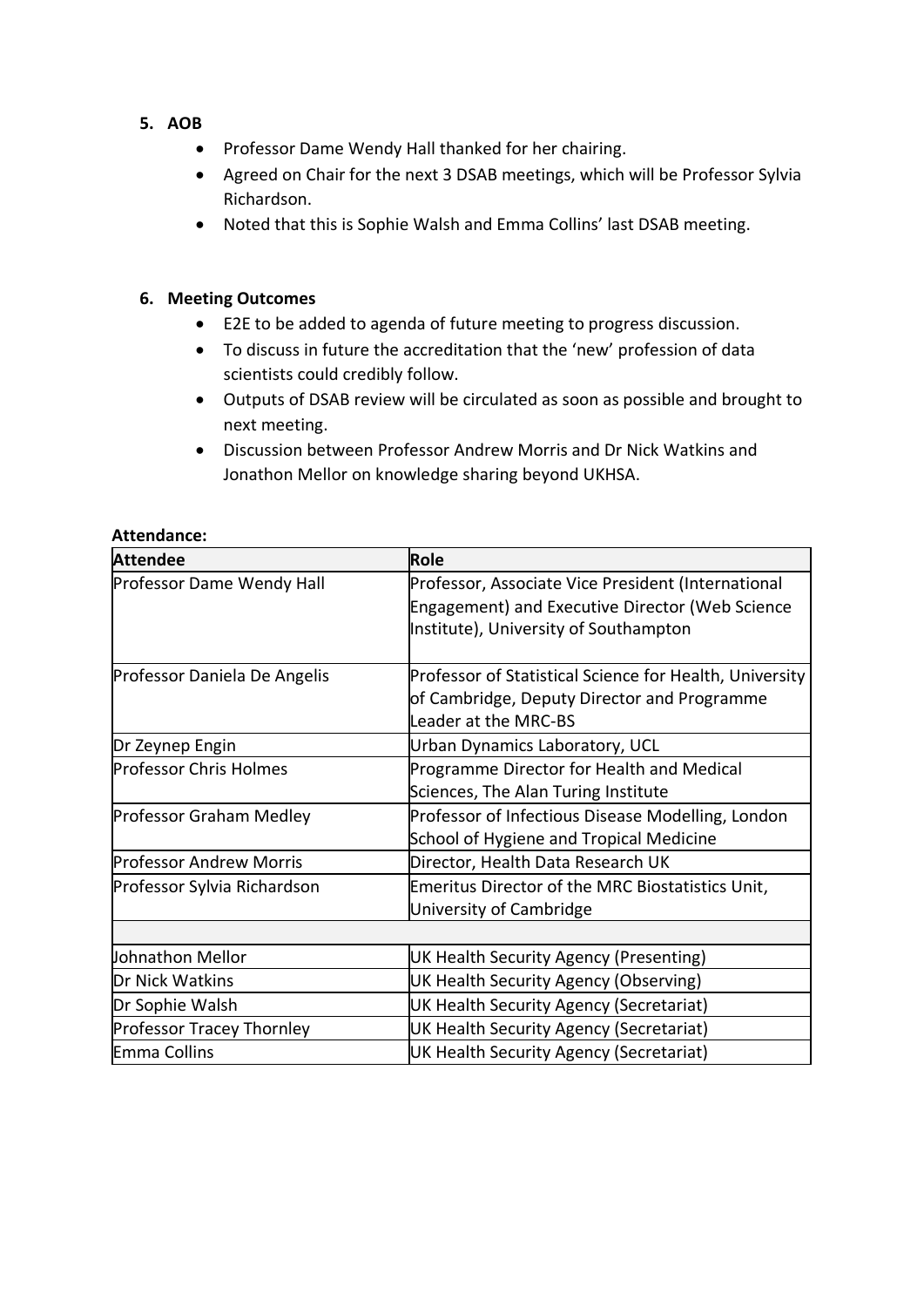5. **AOB**
    - Professor Dame Wendy Hall thanked for her chairing.
    - Agreed on Chair for the next 3 DSAB meetings, which will be Professor Sylvia Richardson.
    - Noted that this is Sophie Walsh and Emma Collins' last DSAB meeting.

6. **Meeting Outcomes**
    - E2E to be added to agenda of future meeting to progress discussion.
    - To discuss in future the accreditation that the 'new' profession of data scientists could credibly follow.
    - Outputs of DSAB review will be circulated as soon as possible and brought to next meeting.
    - Discussion between Professor Andrew Morris and Dr Nick Watkins and Jonathon Mellor on knowledge sharing beyond UKHSA.

**Attendance:**

| Attendee | Role |
| --- | --- |
| Professor Dame Wendy Hall | Professor, Associate Vice President (International Engagement) and Executive Director (Web Science Institute), University of Southampton |
| Professor Daniela De Angelis | Professor of Statistical Science for Health, University of Cambridge, Deputy Director and Programme Leader at the MRC-BS |
| Dr Zeynep Engin | Urban Dynamics Laboratory, UCL |
| Professor Chris Holmes | Programme Director for Health and Medical Sciences, The Alan Turing Institute |
| Professor Graham Medley | Professor of Infectious Disease Modelling, London School of Hygiene and Tropical Medicine |
| Professor Andrew Morris | Director, Health Data Research UK |
| Professor Sylvia Richardson | Emeritus Director of the MRC Biostatistics Unit, University of Cambridge |
| | |
| Johnathon Mellor | UK Health Security Agency (Presenting) |
| Dr Nick Watkins | UK Health Security Agency (Observing) |
| Dr Sophie Walsh | UK Health Security Agency (Secretariat) |
| Professor Tracey Thornley | UK Health Security Agency (Secretariat) |
| Emma Collins | UK Health Security Agency (Secretariat) |